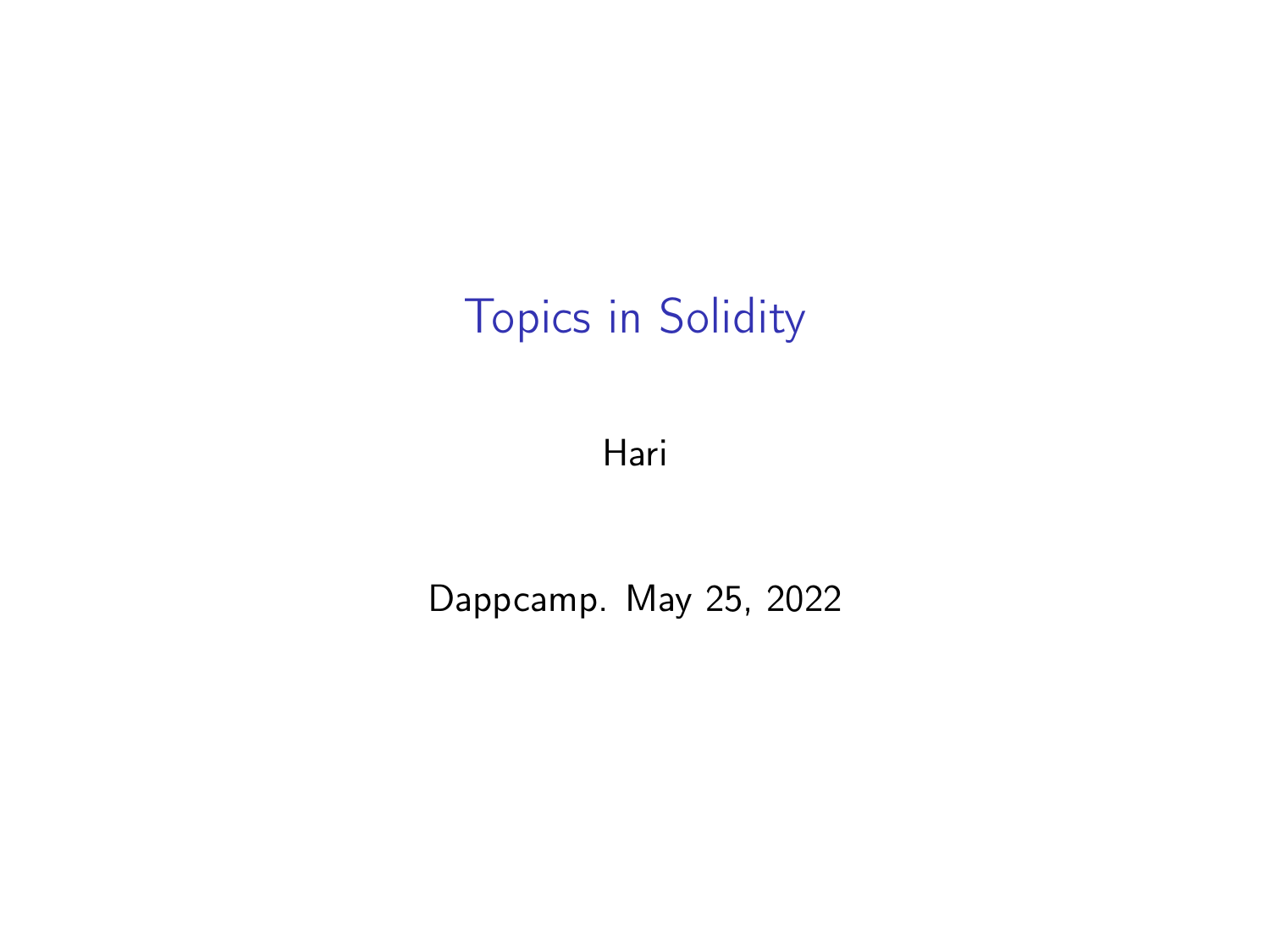# Topics in Solidity

Hari

Dappcamp. May 25, 2022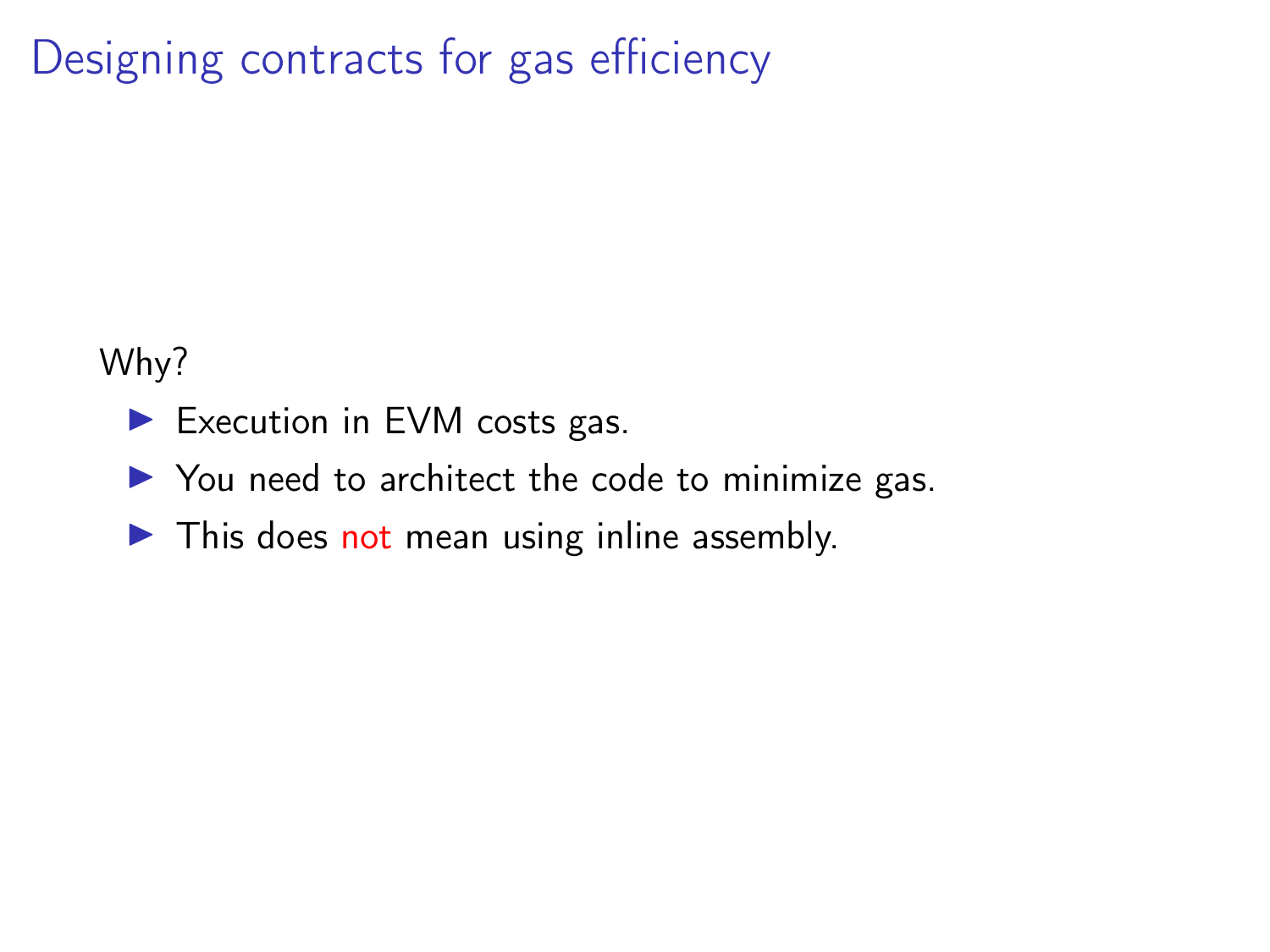# Designing contracts for gas efficiency

Why?

- Execution in EVM costs gas.
- You need to architect the code to minimize gas.
- This does not mean using inline assembly.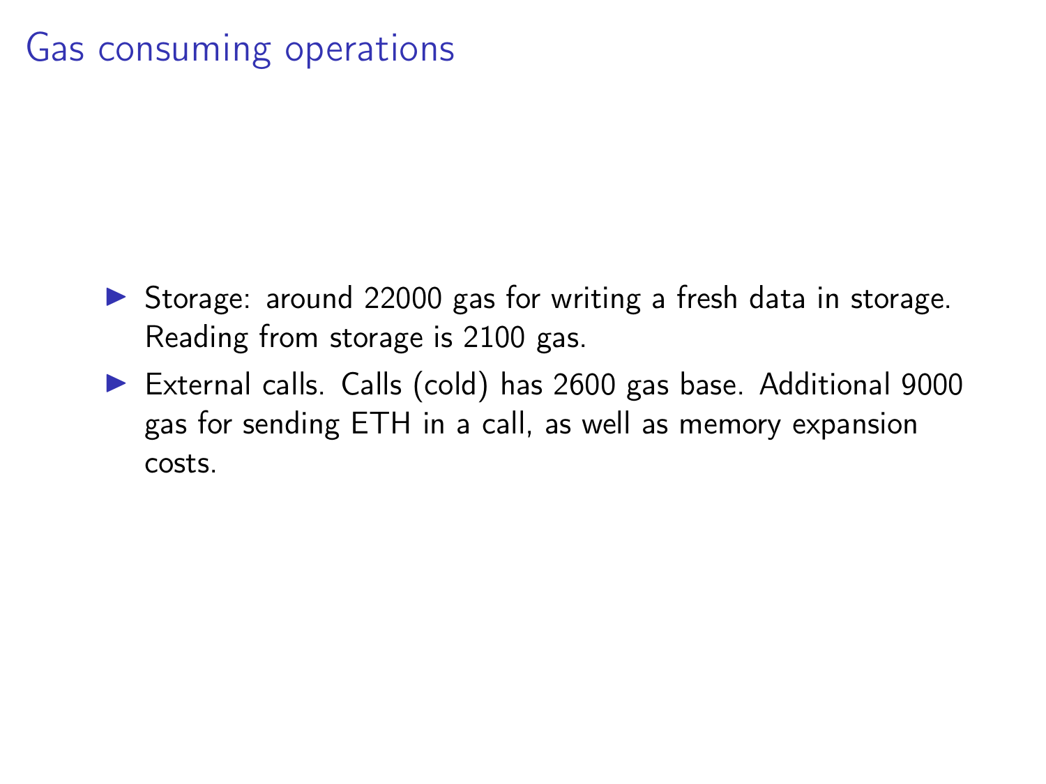# Gas consuming operations

- Storage: around 22000 gas for writing a fresh data in storage. Reading from storage is 2100 gas.
- External calls. Calls (cold) has 2600 gas base. Additional 9000 gas for sending ETH in a call, as well as memory expansion costs.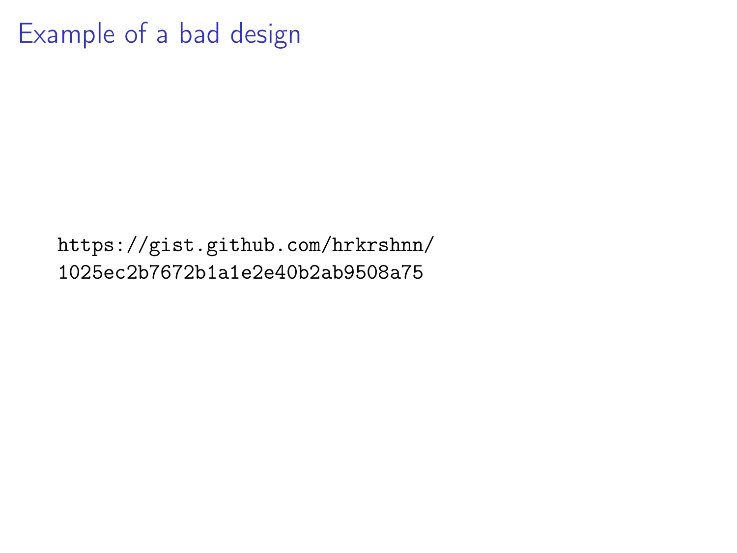# Example of a bad design

https://gist.github.com/hrkrshnn/1025ec2b7672b1a1e2e40b2ab9508a75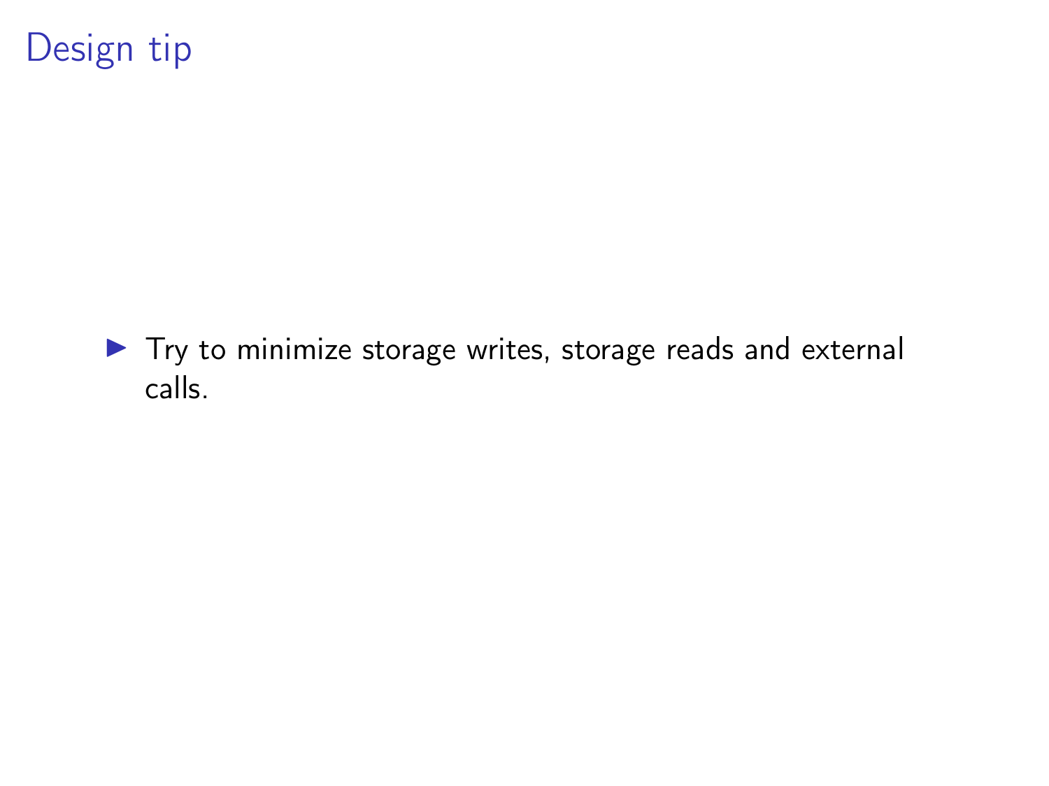# Design tip

- Try to minimize storage writes, storage reads and external calls.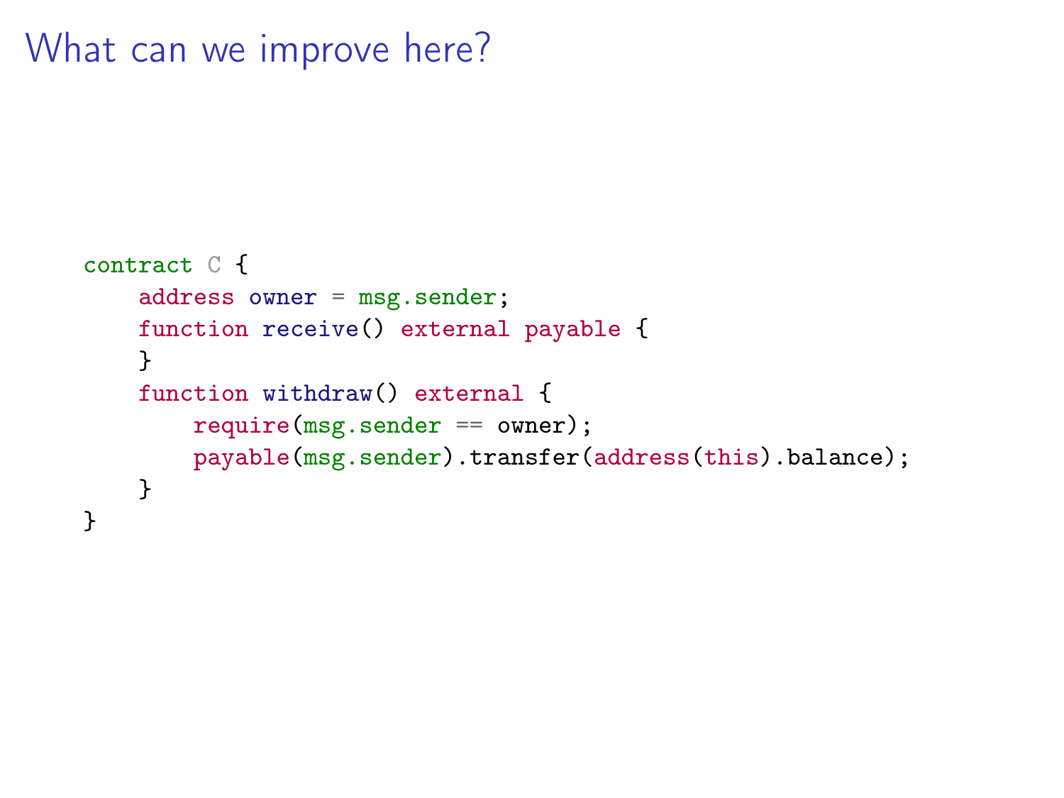# What can we improve here?

```
contract C {
    address owner = msg.sender;
    function receive() external payable {
    }
    function withdraw() external {
        require(msg.sender == owner);
        payable(msg.sender).transfer(address(this).balance);
    }
}
```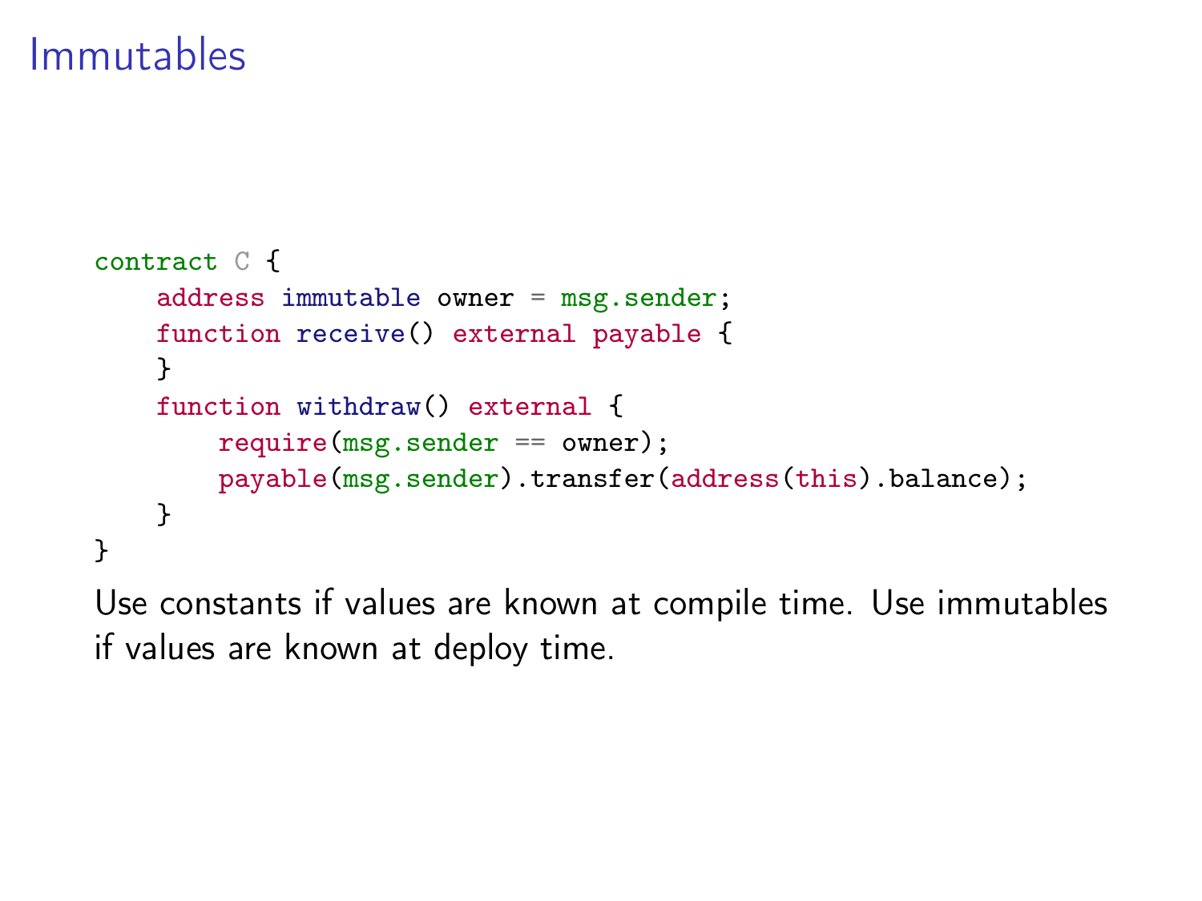# Immutables

```
contract C {
    address immutable owner = msg.sender;
    function receive() external payable {
    }
    function withdraw() external {
        require(msg.sender == owner);
        payable(msg.sender).transfer(address(this).balance);
    }
}
```

Use constants if values are known at compile time. Use immutables if values are known at deploy time.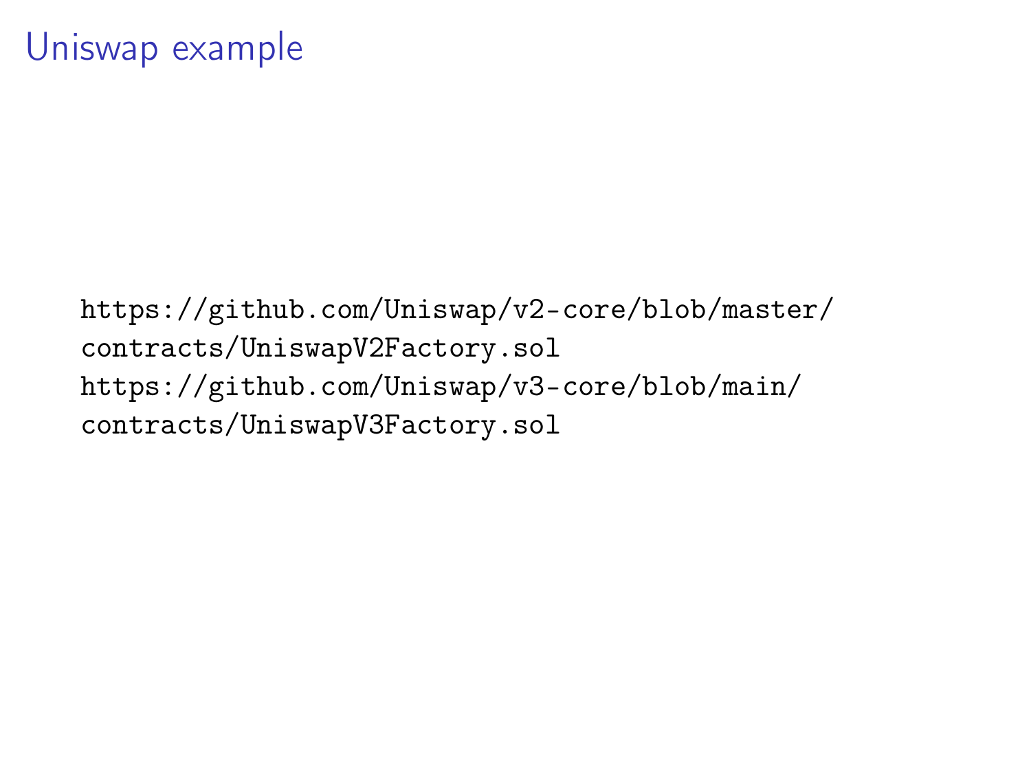# Uniswap example

https://github.com/Uniswap/v2-core/blob/master/contracts/UniswapV2Factory.sol

https://github.com/Uniswap/v3-core/blob/main/contracts/UniswapV3Factory.sol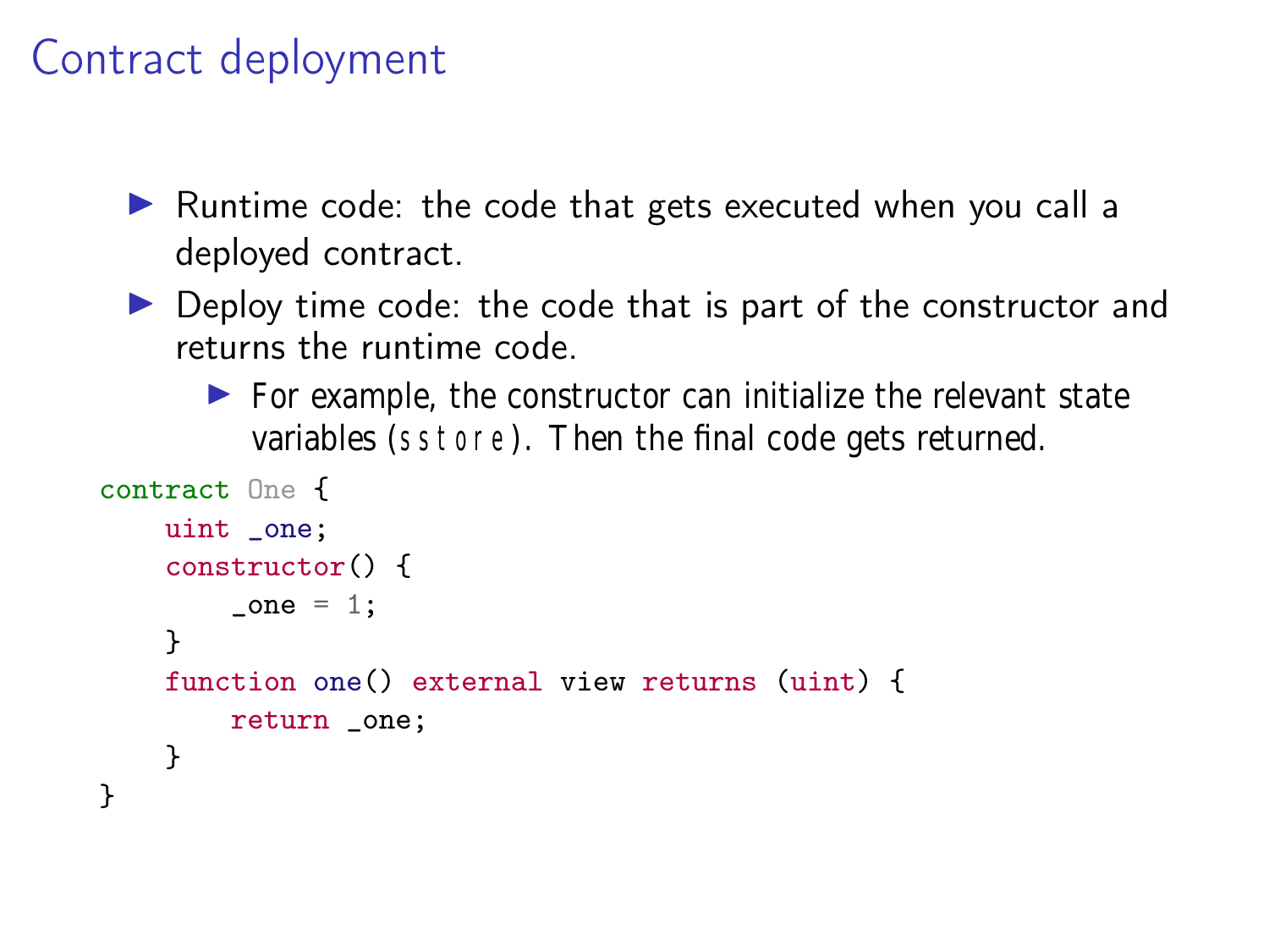# Contract deployment

- Runtime code: the code that gets executed when you call a deployed contract.
- Deploy time code: the code that is part of the constructor and returns the runtime code.
  - For example, the constructor can initialize the relevant state variables (`sstore`). Then the final code gets returned.

```
contract One {
    uint _one;
    constructor() {
        _one = 1;
    }
    function one() external view returns (uint) {
        return _one;
    }
}
```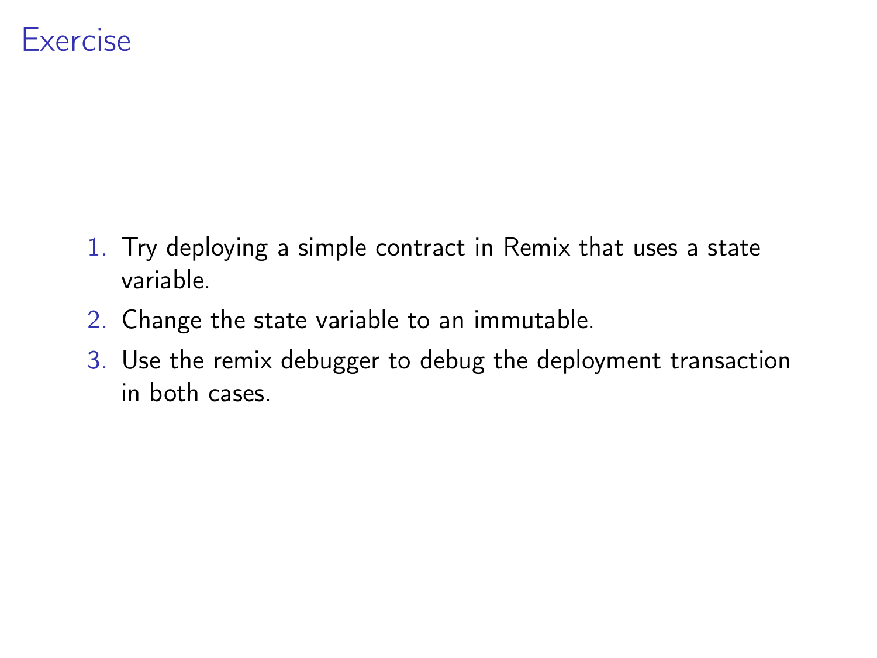# Exercise

1. Try deploying a simple contract in Remix that uses a state variable.
2. Change the state variable to an immutable.
3. Use the remix debugger to debug the deployment transaction in both cases.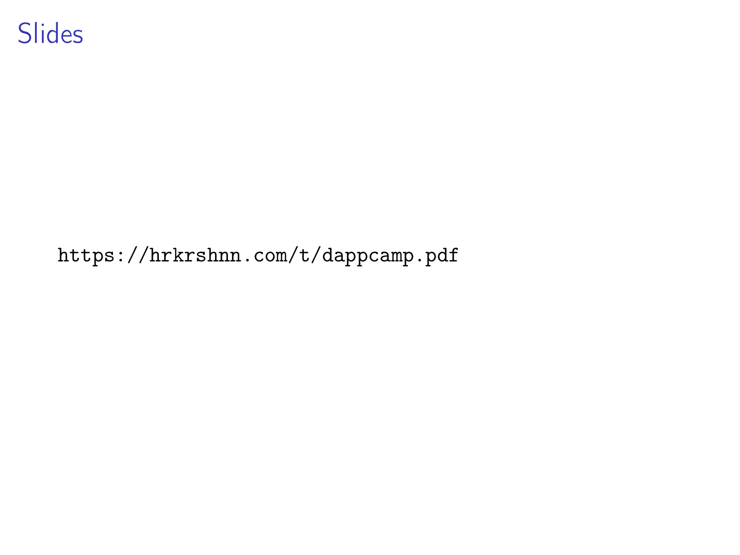# Slides

`https://hrkrshnn.com/t/dappcamp.pdf`